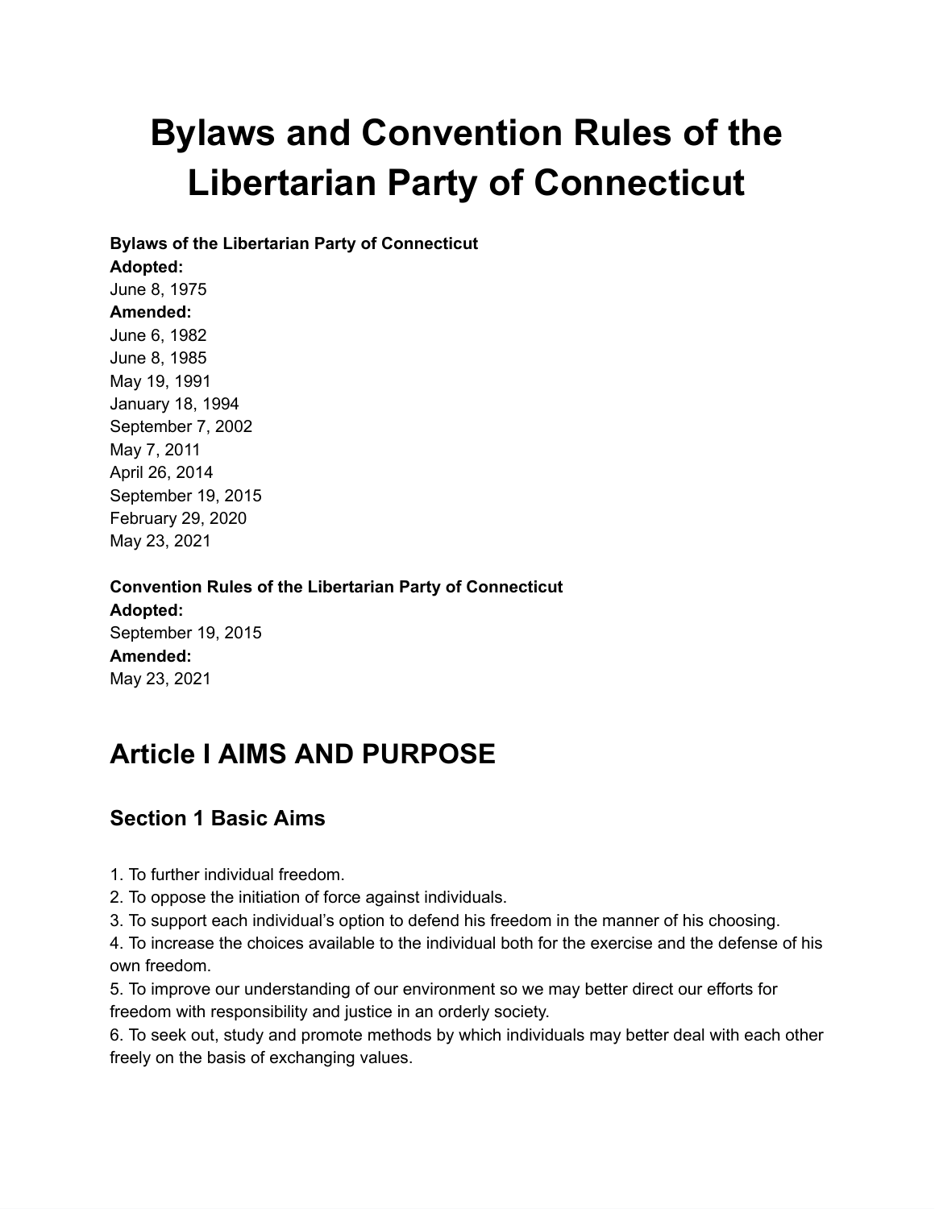# Bylaws and Convention Rules of the Libertarian Party of Connecticut

**Bylaws of the Libertarian Party of Connecticut**
**Adopted:**
June 8, 1975
**Amended:**
June 6, 1982
June 8, 1985
May 19, 1991
January 18, 1994
September 7, 2002
May 7, 2011
April 26, 2014
September 19, 2015
February 29, 2020
May 23, 2021

**Convention Rules of the Libertarian Party of Connecticut**
**Adopted:**
September 19, 2015
**Amended:**
May 23, 2021

## Article I AIMS AND PURPOSE

### Section 1 Basic Aims

1. To further individual freedom.
2. To oppose the initiation of force against individuals.
3. To support each individual's option to defend his freedom in the manner of his choosing.
4. To increase the choices available to the individual both for the exercise and the defense of his own freedom.
5. To improve our understanding of our environment so we may better direct our efforts for freedom with responsibility and justice in an orderly society.
6. To seek out, study and promote methods by which individuals may better deal with each other freely on the basis of exchanging values.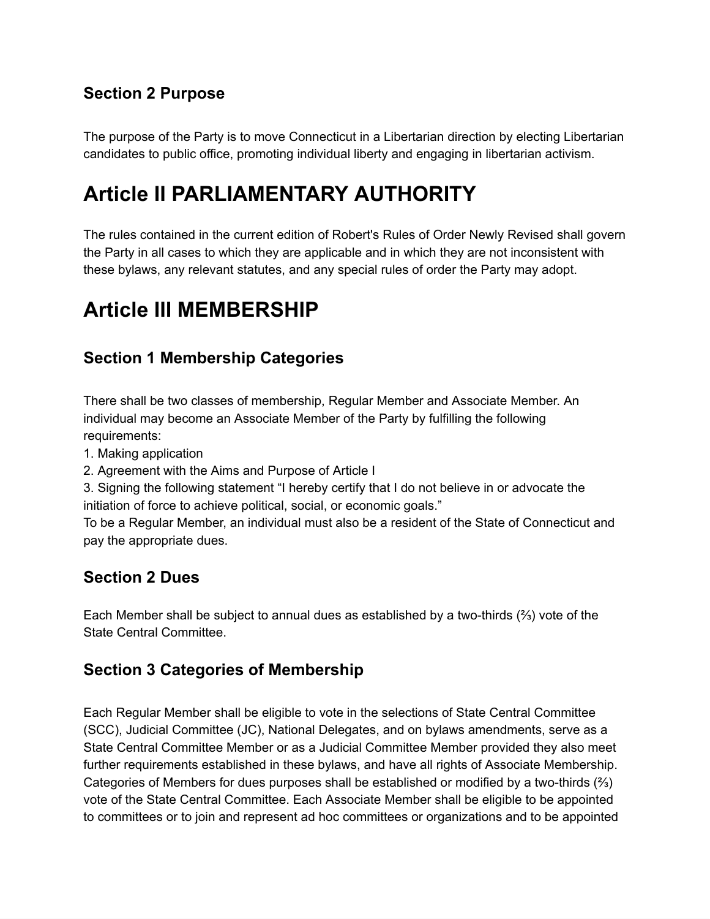### Section 2 Purpose

The purpose of the Party is to move Connecticut in a Libertarian direction by electing Libertarian candidates to public office, promoting individual liberty and engaging in libertarian activism.

# Article II PARLIAMENTARY AUTHORITY

The rules contained in the current edition of Robert's Rules of Order Newly Revised shall govern the Party in all cases to which they are applicable and in which they are not inconsistent with these bylaws, any relevant statutes, and any special rules of order the Party may adopt.

# Article III MEMBERSHIP

### Section 1 Membership Categories

There shall be two classes of membership, Regular Member and Associate Member. An individual may become an Associate Member of the Party by fulfilling the following requirements:

1. Making application
2. Agreement with the Aims and Purpose of Article I
3. Signing the following statement "I hereby certify that I do not believe in or advocate the initiation of force to achieve political, social, or economic goals."

To be a Regular Member, an individual must also be a resident of the State of Connecticut and pay the appropriate dues.

### Section 2 Dues

Each Member shall be subject to annual dues as established by a two-thirds (⅔) vote of the State Central Committee.

### Section 3 Categories of Membership

Each Regular Member shall be eligible to vote in the selections of State Central Committee (SCC), Judicial Committee (JC), National Delegates, and on bylaws amendments, serve as a State Central Committee Member or as a Judicial Committee Member provided they also meet further requirements established in these bylaws, and have all rights of Associate Membership. Categories of Members for dues purposes shall be established or modified by a two-thirds (⅔) vote of the State Central Committee. Each Associate Member shall be eligible to be appointed to committees or to join and represent ad hoc committees or organizations and to be appointed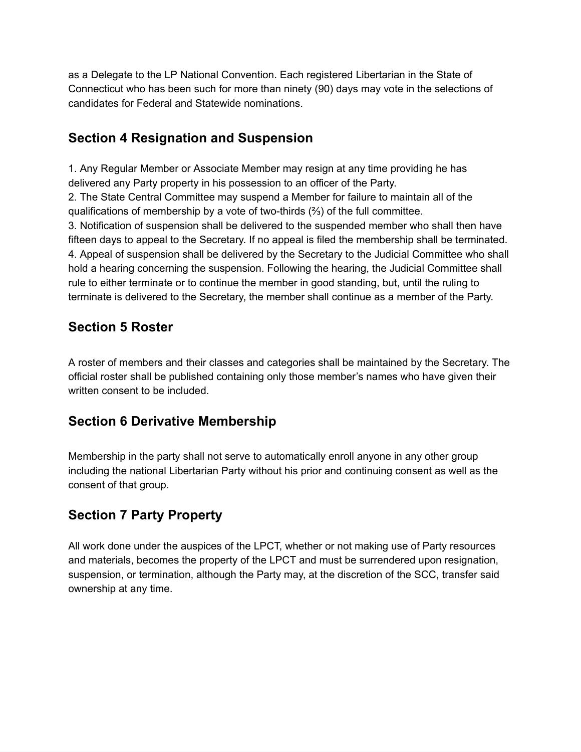as a Delegate to the LP National Convention. Each registered Libertarian in the State of Connecticut who has been such for more than ninety (90) days may vote in the selections of candidates for Federal and Statewide nominations.

## Section 4 Resignation and Suspension

1. Any Regular Member or Associate Member may resign at any time providing he has delivered any Party property in his possession to an officer of the Party.
2. The State Central Committee may suspend a Member for failure to maintain all of the qualifications of membership by a vote of two-thirds (⅔) of the full committee.
3. Notification of suspension shall be delivered to the suspended member who shall then have fifteen days to appeal to the Secretary. If no appeal is filed the membership shall be terminated.
4. Appeal of suspension shall be delivered by the Secretary to the Judicial Committee who shall hold a hearing concerning the suspension. Following the hearing, the Judicial Committee shall rule to either terminate or to continue the member in good standing, but, until the ruling to terminate is delivered to the Secretary, the member shall continue as a member of the Party.

## Section 5 Roster

A roster of members and their classes and categories shall be maintained by the Secretary. The official roster shall be published containing only those member's names who have given their written consent to be included.

## Section 6 Derivative Membership

Membership in the party shall not serve to automatically enroll anyone in any other group including the national Libertarian Party without his prior and continuing consent as well as the consent of that group.

## Section 7 Party Property

All work done under the auspices of the LPCT, whether or not making use of Party resources and materials, becomes the property of the LPCT and must be surrendered upon resignation, suspension, or termination, although the Party may, at the discretion of the SCC, transfer said ownership at any time.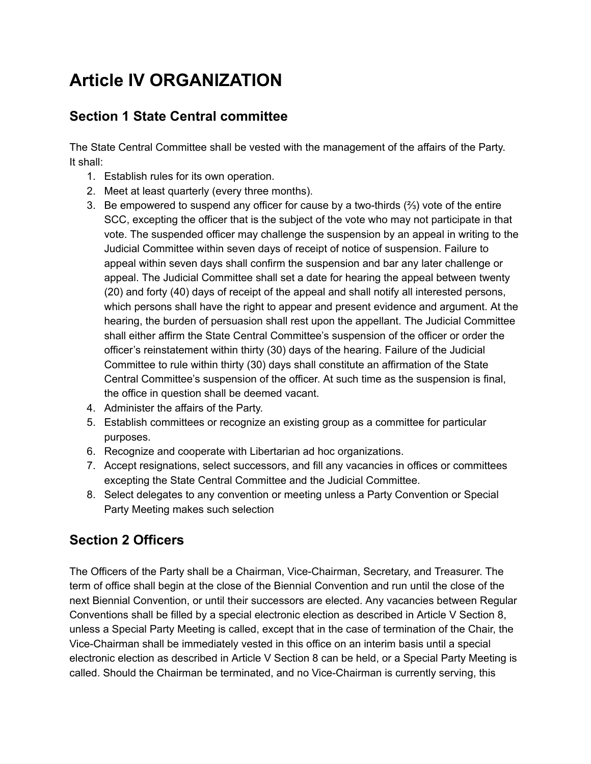# Article IV ORGANIZATION

## Section 1 State Central committee

The State Central Committee shall be vested with the management of the affairs of the Party.
It shall:

1. Establish rules for its own operation.
2. Meet at least quarterly (every three months).
3. Be empowered to suspend any officer for cause by a two-thirds (⅔) vote of the entire SCC, excepting the officer that is the subject of the vote who may not participate in that vote. The suspended officer may challenge the suspension by an appeal in writing to the Judicial Committee within seven days of receipt of notice of suspension. Failure to appeal within seven days shall confirm the suspension and bar any later challenge or appeal. The Judicial Committee shall set a date for hearing the appeal between twenty (20) and forty (40) days of receipt of the appeal and shall notify all interested persons, which persons shall have the right to appear and present evidence and argument. At the hearing, the burden of persuasion shall rest upon the appellant. The Judicial Committee shall either affirm the State Central Committee's suspension of the officer or order the officer's reinstatement within thirty (30) days of the hearing. Failure of the Judicial Committee to rule within thirty (30) days shall constitute an affirmation of the State Central Committee's suspension of the officer. At such time as the suspension is final, the office in question shall be deemed vacant.
4. Administer the affairs of the Party.
5. Establish committees or recognize an existing group as a committee for particular purposes.
6. Recognize and cooperate with Libertarian ad hoc organizations.
7. Accept resignations, select successors, and fill any vacancies in offices or committees excepting the State Central Committee and the Judicial Committee.
8. Select delegates to any convention or meeting unless a Party Convention or Special Party Meeting makes such selection

## Section 2 Officers

The Officers of the Party shall be a Chairman, Vice-Chairman, Secretary, and Treasurer. The term of office shall begin at the close of the Biennial Convention and run until the close of the next Biennial Convention, or until their successors are elected. Any vacancies between Regular Conventions shall be filled by a special electronic election as described in Article V Section 8, unless a Special Party Meeting is called, except that in the case of termination of the Chair, the Vice-Chairman shall be immediately vested in this office on an interim basis until a special electronic election as described in Article V Section 8 can be held, or a Special Party Meeting is called. Should the Chairman be terminated, and no Vice-Chairman is currently serving, this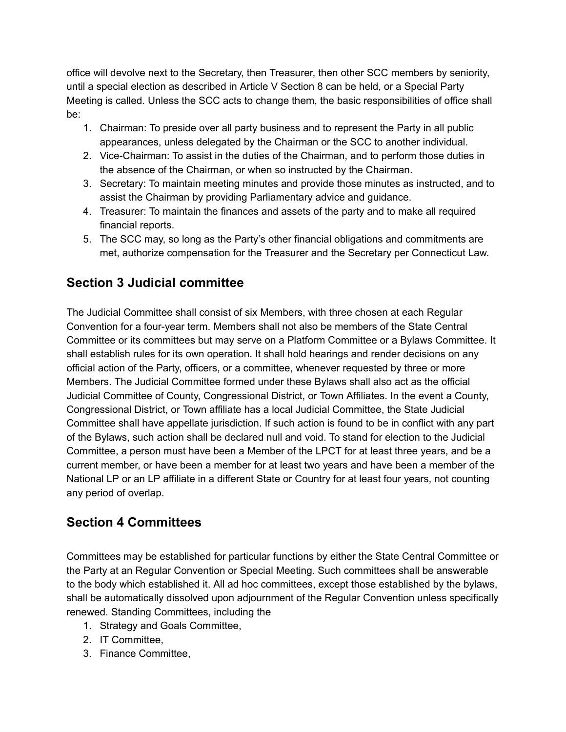office will devolve next to the Secretary, then Treasurer, then other SCC members by seniority, until a special election as described in Article V Section 8 can be held, or a Special Party Meeting is called. Unless the SCC acts to change them, the basic responsibilities of office shall be:

1. Chairman: To preside over all party business and to represent the Party in all public appearances, unless delegated by the Chairman or the SCC to another individual.
2. Vice-Chairman: To assist in the duties of the Chairman, and to perform those duties in the absence of the Chairman, or when so instructed by the Chairman.
3. Secretary: To maintain meeting minutes and provide those minutes as instructed, and to assist the Chairman by providing Parliamentary advice and guidance.
4. Treasurer: To maintain the finances and assets of the party and to make all required financial reports.
5. The SCC may, so long as the Party's other financial obligations and commitments are met, authorize compensation for the Treasurer and the Secretary per Connecticut Law.

## Section 3 Judicial committee

The Judicial Committee shall consist of six Members, with three chosen at each Regular Convention for a four-year term. Members shall not also be members of the State Central Committee or its committees but may serve on a Platform Committee or a Bylaws Committee. It shall establish rules for its own operation. It shall hold hearings and render decisions on any official action of the Party, officers, or a committee, whenever requested by three or more Members. The Judicial Committee formed under these Bylaws shall also act as the official Judicial Committee of County, Congressional District, or Town Affiliates. In the event a County, Congressional District, or Town affiliate has a local Judicial Committee, the State Judicial Committee shall have appellate jurisdiction. If such action is found to be in conflict with any part of the Bylaws, such action shall be declared null and void. To stand for election to the Judicial Committee, a person must have been a Member of the LPCT for at least three years, and be a current member, or have been a member for at least two years and have been a member of the National LP or an LP affiliate in a different State or Country for at least four years, not counting any period of overlap.

## Section 4 Committees

Committees may be established for particular functions by either the State Central Committee or the Party at an Regular Convention or Special Meeting. Such committees shall be answerable to the body which established it. All ad hoc committees, except those established by the bylaws, shall be automatically dissolved upon adjournment of the Regular Convention unless specifically renewed. Standing Committees, including the

1. Strategy and Goals Committee,
2. IT Committee,
3. Finance Committee,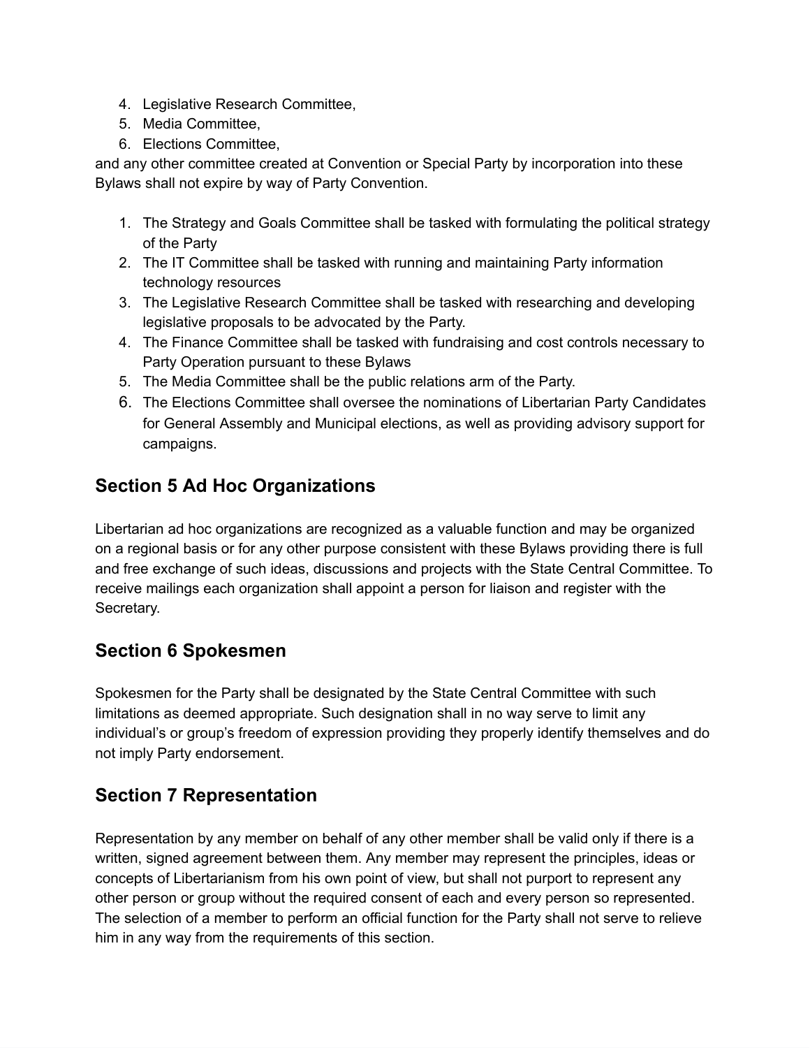4. Legislative Research Committee,
5. Media Committee,
6. Elections Committee,

and any other committee created at Convention or Special Party by incorporation into these Bylaws shall not expire by way of Party Convention.

1. The Strategy and Goals Committee shall be tasked with formulating the political strategy of the Party
2. The IT Committee shall be tasked with running and maintaining Party information technology resources
3. The Legislative Research Committee shall be tasked with researching and developing legislative proposals to be advocated by the Party.
4. The Finance Committee shall be tasked with fundraising and cost controls necessary to Party Operation pursuant to these Bylaws
5. The Media Committee shall be the public relations arm of the Party.
6. The Elections Committee shall oversee the nominations of Libertarian Party Candidates for General Assembly and Municipal elections, as well as providing advisory support for campaigns.

## Section 5 Ad Hoc Organizations

Libertarian ad hoc organizations are recognized as a valuable function and may be organized on a regional basis or for any other purpose consistent with these Bylaws providing there is full and free exchange of such ideas, discussions and projects with the State Central Committee. To receive mailings each organization shall appoint a person for liaison and register with the Secretary.

## Section 6 Spokesmen

Spokesmen for the Party shall be designated by the State Central Committee with such limitations as deemed appropriate. Such designation shall in no way serve to limit any individual's or group's freedom of expression providing they properly identify themselves and do not imply Party endorsement.

## Section 7 Representation

Representation by any member on behalf of any other member shall be valid only if there is a written, signed agreement between them. Any member may represent the principles, ideas or concepts of Libertarianism from his own point of view, but shall not purport to represent any other person or group without the required consent of each and every person so represented. The selection of a member to perform an official function for the Party shall not serve to relieve him in any way from the requirements of this section.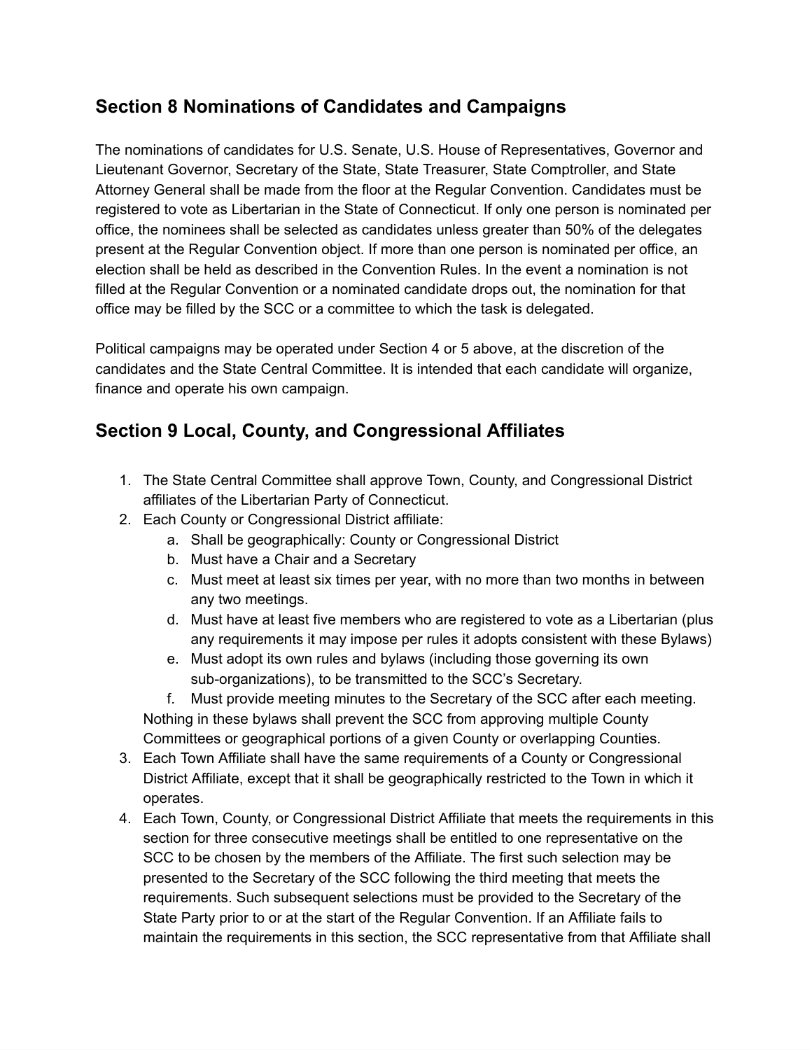## Section 8 Nominations of Candidates and Campaigns

The nominations of candidates for U.S. Senate, U.S. House of Representatives, Governor and Lieutenant Governor, Secretary of the State, State Treasurer, State Comptroller, and State Attorney General shall be made from the floor at the Regular Convention. Candidates must be registered to vote as Libertarian in the State of Connecticut. If only one person is nominated per office, the nominees shall be selected as candidates unless greater than 50% of the delegates present at the Regular Convention object. If more than one person is nominated per office, an election shall be held as described in the Convention Rules. In the event a nomination is not filled at the Regular Convention or a nominated candidate drops out, the nomination for that office may be filled by the SCC or a committee to which the task is delegated.

Political campaigns may be operated under Section 4 or 5 above, at the discretion of the candidates and the State Central Committee. It is intended that each candidate will organize, finance and operate his own campaign.

## Section 9 Local, County, and Congressional Affiliates

1. The State Central Committee shall approve Town, County, and Congressional District affiliates of the Libertarian Party of Connecticut.
2. Each County or Congressional District affiliate:
    a. Shall be geographically: County or Congressional District
    b. Must have a Chair and a Secretary
    c. Must meet at least six times per year, with no more than two months in between any two meetings.
    d. Must have at least five members who are registered to vote as a Libertarian (plus any requirements it may impose per rules it adopts consistent with these Bylaws)
    e. Must adopt its own rules and bylaws (including those governing its own sub-organizations), to be transmitted to the SCC's Secretary.
    f. Must provide meeting minutes to the Secretary of the SCC after each meeting.

    Nothing in these bylaws shall prevent the SCC from approving multiple County Committees or geographical portions of a given County or overlapping Counties.
3. Each Town Affiliate shall have the same requirements of a County or Congressional District Affiliate, except that it shall be geographically restricted to the Town in which it operates.
4. Each Town, County, or Congressional District Affiliate that meets the requirements in this section for three consecutive meetings shall be entitled to one representative on the SCC to be chosen by the members of the Affiliate. The first such selection may be presented to the Secretary of the SCC following the third meeting that meets the requirements. Such subsequent selections must be provided to the Secretary of the State Party prior to or at the start of the Regular Convention. If an Affiliate fails to maintain the requirements in this section, the SCC representative from that Affiliate shall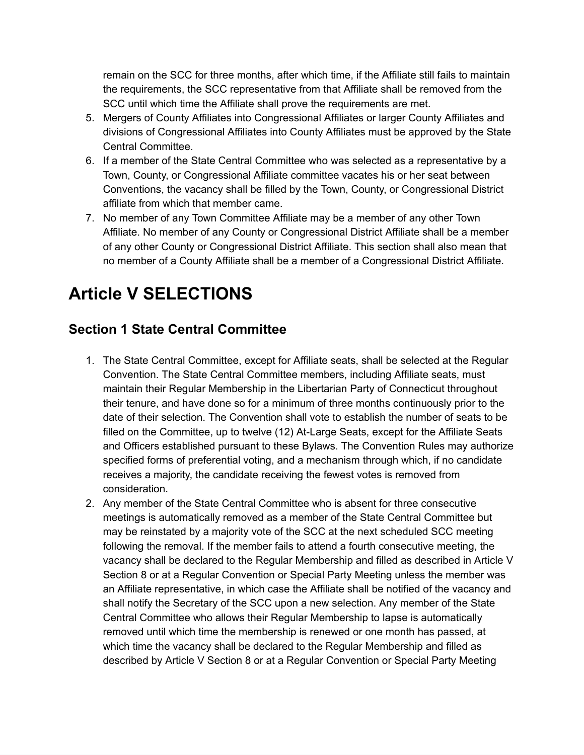remain on the SCC for three months, after which time, if the Affiliate still fails to maintain the requirements, the SCC representative from that Affiliate shall be removed from the SCC until which time the Affiliate shall prove the requirements are met.

5. Mergers of County Affiliates into Congressional Affiliates or larger County Affiliates and divisions of Congressional Affiliates into County Affiliates must be approved by the State Central Committee.
6. If a member of the State Central Committee who was selected as a representative by a Town, County, or Congressional Affiliate committee vacates his or her seat between Conventions, the vacancy shall be filled by the Town, County, or Congressional District affiliate from which that member came.
7. No member of any Town Committee Affiliate may be a member of any other Town Affiliate. No member of any County or Congressional District Affiliate shall be a member of any other County or Congressional District Affiliate. This section shall also mean that no member of a County Affiliate shall be a member of a Congressional District Affiliate.

# Article V SELECTIONS

## Section 1 State Central Committee

1. The State Central Committee, except for Affiliate seats, shall be selected at the Regular Convention. The State Central Committee members, including Affiliate seats, must maintain their Regular Membership in the Libertarian Party of Connecticut throughout their tenure, and have done so for a minimum of three months continuously prior to the date of their selection. The Convention shall vote to establish the number of seats to be filled on the Committee, up to twelve (12) At-Large Seats, except for the Affiliate Seats and Officers established pursuant to these Bylaws. The Convention Rules may authorize specified forms of preferential voting, and a mechanism through which, if no candidate receives a majority, the candidate receiving the fewest votes is removed from consideration.
2. Any member of the State Central Committee who is absent for three consecutive meetings is automatically removed as a member of the State Central Committee but may be reinstated by a majority vote of the SCC at the next scheduled SCC meeting following the removal. If the member fails to attend a fourth consecutive meeting, the vacancy shall be declared to the Regular Membership and filled as described in Article V Section 8 or at a Regular Convention or Special Party Meeting unless the member was an Affiliate representative, in which case the Affiliate shall be notified of the vacancy and shall notify the Secretary of the SCC upon a new selection. Any member of the State Central Committee who allows their Regular Membership to lapse is automatically removed until which time the membership is renewed or one month has passed, at which time the vacancy shall be declared to the Regular Membership and filled as described by Article V Section 8 or at a Regular Convention or Special Party Meeting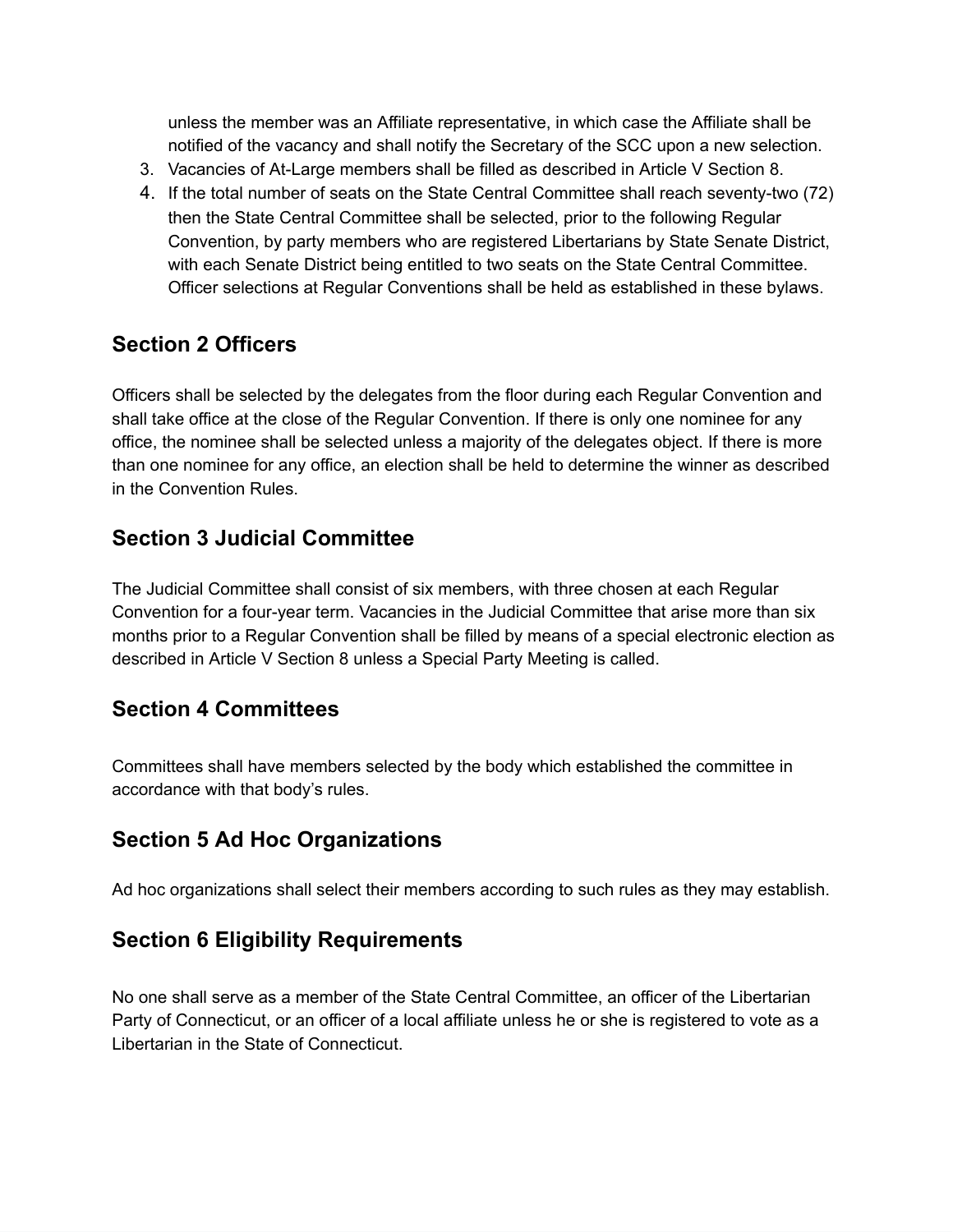unless the member was an Affiliate representative, in which case the Affiliate shall be notified of the vacancy and shall notify the Secretary of the SCC upon a new selection.

3. Vacancies of At-Large members shall be filled as described in Article V Section 8.
4. If the total number of seats on the State Central Committee shall reach seventy-two (72) then the State Central Committee shall be selected, prior to the following Regular Convention, by party members who are registered Libertarians by State Senate District, with each Senate District being entitled to two seats on the State Central Committee. Officer selections at Regular Conventions shall be held as established in these bylaws.

## Section 2 Officers

Officers shall be selected by the delegates from the floor during each Regular Convention and shall take office at the close of the Regular Convention. If there is only one nominee for any office, the nominee shall be selected unless a majority of the delegates object. If there is more than one nominee for any office, an election shall be held to determine the winner as described in the Convention Rules.

## Section 3 Judicial Committee

The Judicial Committee shall consist of six members, with three chosen at each Regular Convention for a four-year term. Vacancies in the Judicial Committee that arise more than six months prior to a Regular Convention shall be filled by means of a special electronic election as described in Article V Section 8 unless a Special Party Meeting is called.

## Section 4 Committees

Committees shall have members selected by the body which established the committee in accordance with that body's rules.

## Section 5 Ad Hoc Organizations

Ad hoc organizations shall select their members according to such rules as they may establish.

## Section 6 Eligibility Requirements

No one shall serve as a member of the State Central Committee, an officer of the Libertarian Party of Connecticut, or an officer of a local affiliate unless he or she is registered to vote as a Libertarian in the State of Connecticut.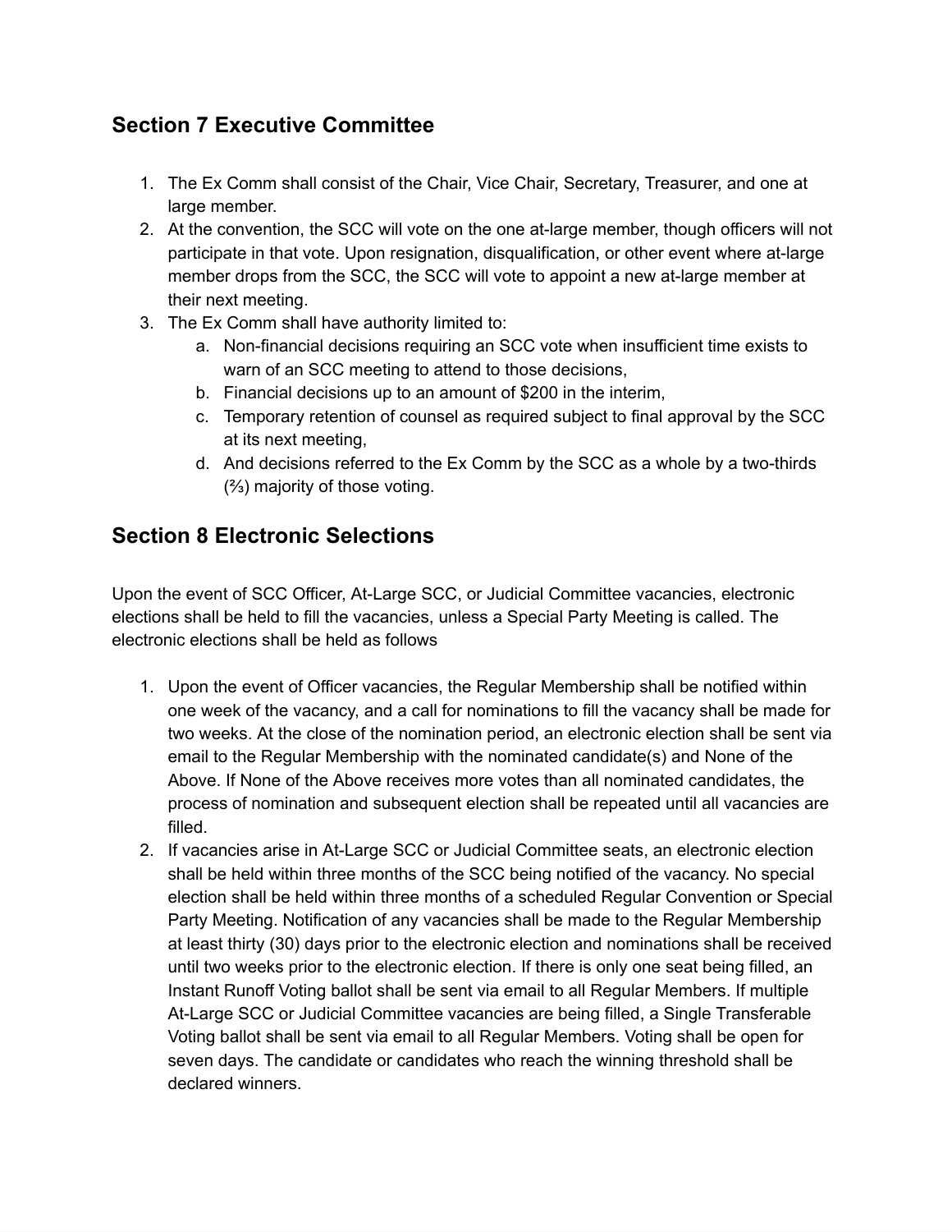## Section 7 Executive Committee

1. The Ex Comm shall consist of the Chair, Vice Chair, Secretary, Treasurer, and one at large member.
2. At the convention, the SCC will vote on the one at-large member, though officers will not participate in that vote. Upon resignation, disqualification, or other event where at-large member drops from the SCC, the SCC will vote to appoint a new at-large member at their next meeting.
3. The Ex Comm shall have authority limited to:
    a. Non-financial decisions requiring an SCC vote when insufficient time exists to warn of an SCC meeting to attend to those decisions,
    b. Financial decisions up to an amount of $200 in the interim,
    c. Temporary retention of counsel as required subject to final approval by the SCC at its next meeting,
    d. And decisions referred to the Ex Comm by the SCC as a whole by a two-thirds (⅔) majority of those voting.

## Section 8 Electronic Selections

Upon the event of SCC Officer, At-Large SCC, or Judicial Committee vacancies, electronic elections shall be held to fill the vacancies, unless a Special Party Meeting is called. The electronic elections shall be held as follows

1. Upon the event of Officer vacancies, the Regular Membership shall be notified within one week of the vacancy, and a call for nominations to fill the vacancy shall be made for two weeks. At the close of the nomination period, an electronic election shall be sent via email to the Regular Membership with the nominated candidate(s) and None of the Above. If None of the Above receives more votes than all nominated candidates, the process of nomination and subsequent election shall be repeated until all vacancies are filled.
2. If vacancies arise in At-Large SCC or Judicial Committee seats, an electronic election shall be held within three months of the SCC being notified of the vacancy. No special election shall be held within three months of a scheduled Regular Convention or Special Party Meeting. Notification of any vacancies shall be made to the Regular Membership at least thirty (30) days prior to the electronic election and nominations shall be received until two weeks prior to the electronic election. If there is only one seat being filled, an Instant Runoff Voting ballot shall be sent via email to all Regular Members. If multiple At-Large SCC or Judicial Committee vacancies are being filled, a Single Transferable Voting ballot shall be sent via email to all Regular Members. Voting shall be open for seven days. The candidate or candidates who reach the winning threshold shall be declared winners.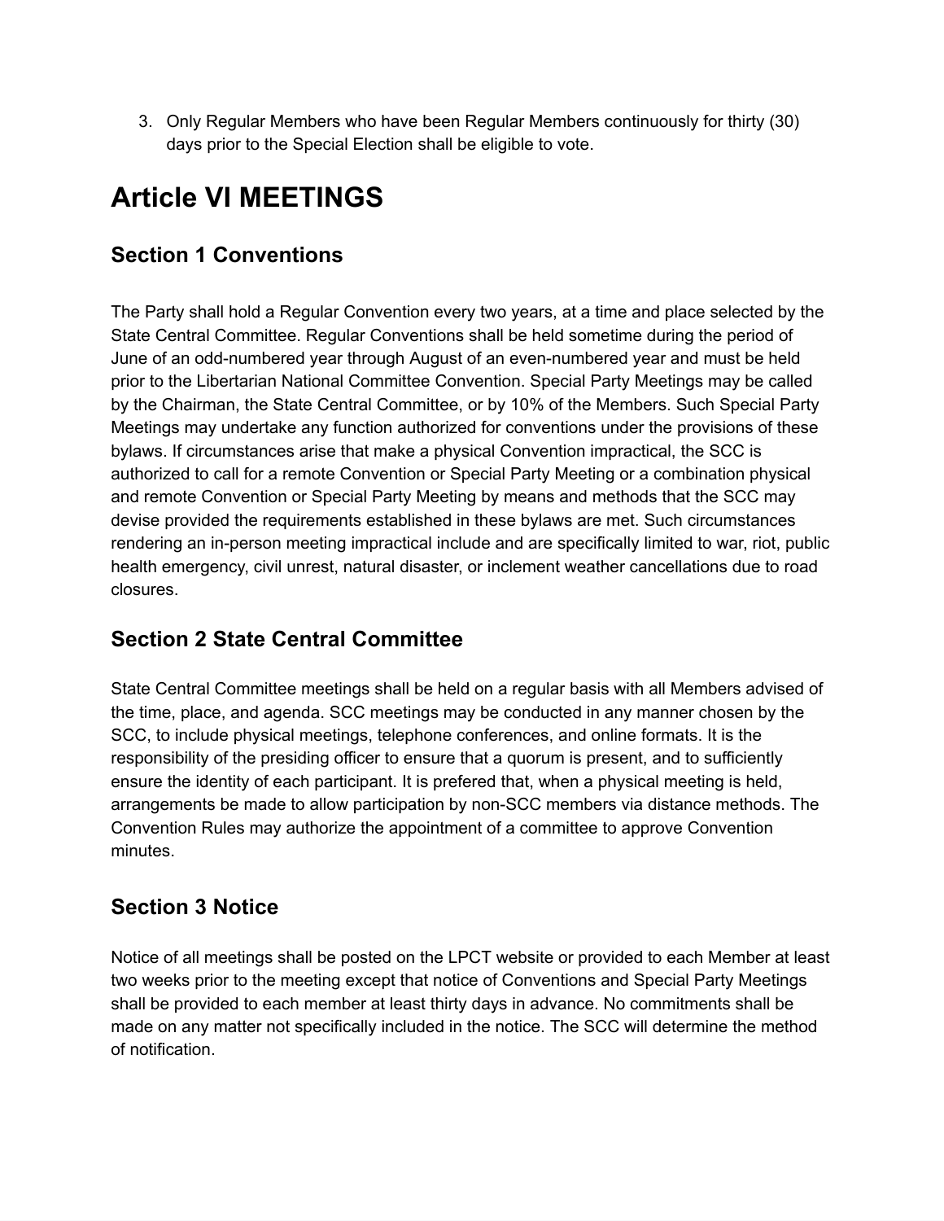3. Only Regular Members who have been Regular Members continuously for thirty (30) days prior to the Special Election shall be eligible to vote.

# Article VI MEETINGS

## Section 1 Conventions

The Party shall hold a Regular Convention every two years, at a time and place selected by the State Central Committee. Regular Conventions shall be held sometime during the period of June of an odd-numbered year through August of an even-numbered year and must be held prior to the Libertarian National Committee Convention. Special Party Meetings may be called by the Chairman, the State Central Committee, or by 10% of the Members. Such Special Party Meetings may undertake any function authorized for conventions under the provisions of these bylaws. If circumstances arise that make a physical Convention impractical, the SCC is authorized to call for a remote Convention or Special Party Meeting or a combination physical and remote Convention or Special Party Meeting by means and methods that the SCC may devise provided the requirements established in these bylaws are met. Such circumstances rendering an in-person meeting impractical include and are specifically limited to war, riot, public health emergency, civil unrest, natural disaster, or inclement weather cancellations due to road closures.

## Section 2 State Central Committee

State Central Committee meetings shall be held on a regular basis with all Members advised of the time, place, and agenda. SCC meetings may be conducted in any manner chosen by the SCC, to include physical meetings, telephone conferences, and online formats. It is the responsibility of the presiding officer to ensure that a quorum is present, and to sufficiently ensure the identity of each participant. It is prefered that, when a physical meeting is held, arrangements be made to allow participation by non-SCC members via distance methods. The Convention Rules may authorize the appointment of a committee to approve Convention minutes.

## Section 3 Notice

Notice of all meetings shall be posted on the LPCT website or provided to each Member at least two weeks prior to the meeting except that notice of Conventions and Special Party Meetings shall be provided to each member at least thirty days in advance. No commitments shall be made on any matter not specifically included in the notice. The SCC will determine the method of notification.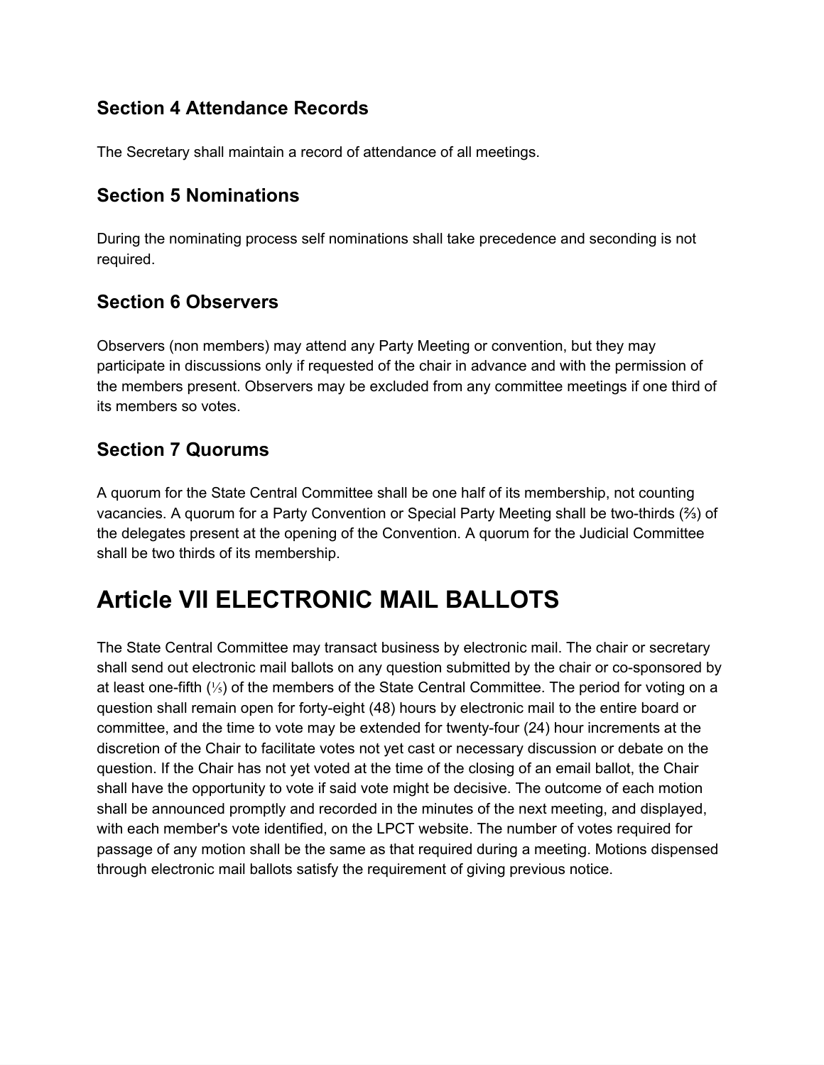### Section 4 Attendance Records

The Secretary shall maintain a record of attendance of all meetings.

### Section 5 Nominations

During the nominating process self nominations shall take precedence and seconding is not required.

### Section 6 Observers

Observers (non members) may attend any Party Meeting or convention, but they may participate in discussions only if requested of the chair in advance and with the permission of the members present. Observers may be excluded from any committee meetings if one third of its members so votes.

### Section 7 Quorums

A quorum for the State Central Committee shall be one half of its membership, not counting vacancies. A quorum for a Party Convention or Special Party Meeting shall be two-thirds (⅔) of the delegates present at the opening of the Convention. A quorum for the Judicial Committee shall be two thirds of its membership.

# Article VII ELECTRONIC MAIL BALLOTS

The State Central Committee may transact business by electronic mail. The chair or secretary shall send out electronic mail ballots on any question submitted by the chair or co-sponsored by at least one-fifth (⅕) of the members of the State Central Committee. The period for voting on a question shall remain open for forty-eight (48) hours by electronic mail to the entire board or committee, and the time to vote may be extended for twenty-four (24) hour increments at the discretion of the Chair to facilitate votes not yet cast or necessary discussion or debate on the question. If the Chair has not yet voted at the time of the closing of an email ballot, the Chair shall have the opportunity to vote if said vote might be decisive. The outcome of each motion shall be announced promptly and recorded in the minutes of the next meeting, and displayed, with each member's vote identified, on the LPCT website. The number of votes required for passage of any motion shall be the same as that required during a meeting. Motions dispensed through electronic mail ballots satisfy the requirement of giving previous notice.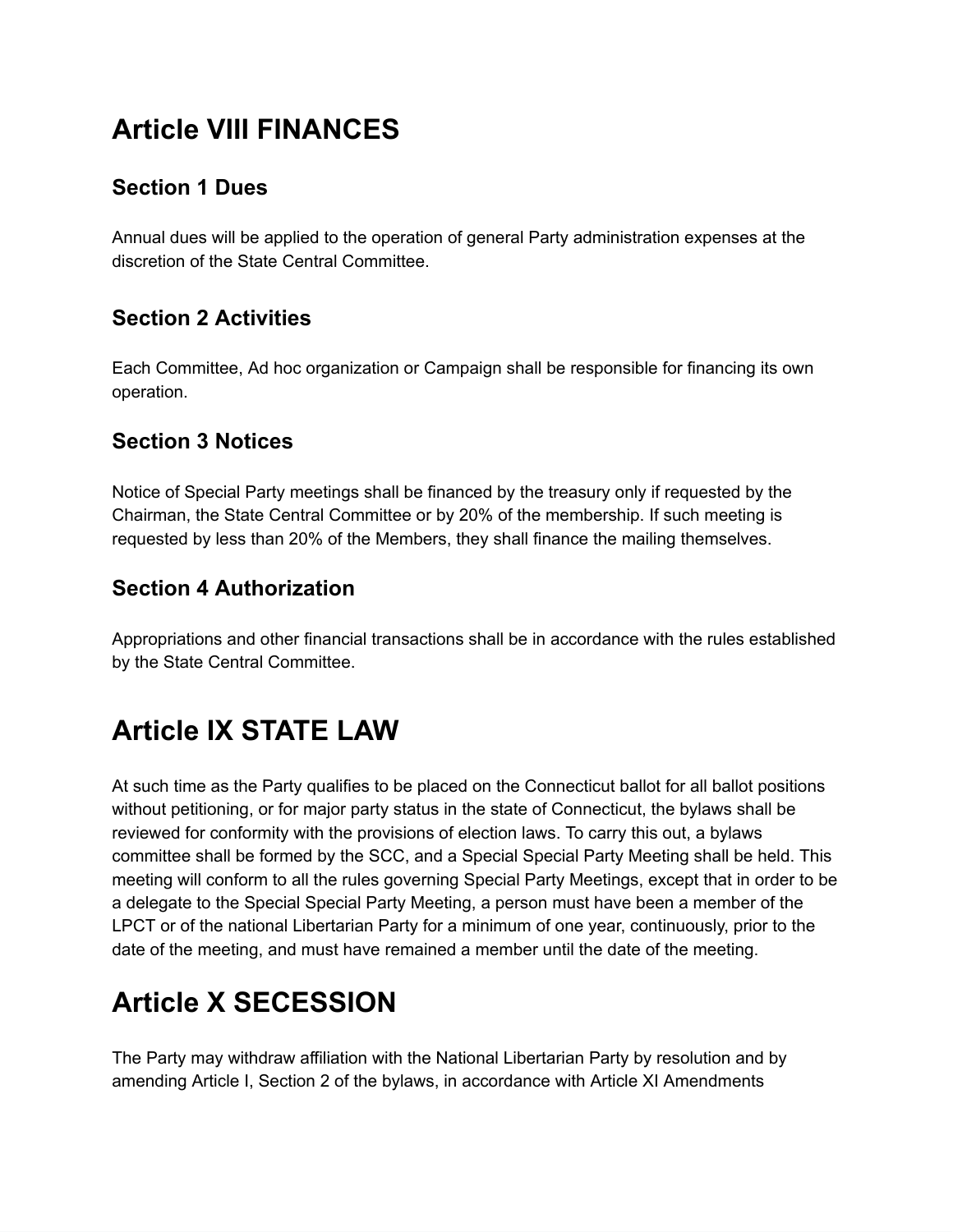# Article VIII FINANCES

## Section 1 Dues

Annual dues will be applied to the operation of general Party administration expenses at the discretion of the State Central Committee.

## Section 2 Activities

Each Committee, Ad hoc organization or Campaign shall be responsible for financing its own operation.

## Section 3 Notices

Notice of Special Party meetings shall be financed by the treasury only if requested by the Chairman, the State Central Committee or by 20% of the membership. If such meeting is requested by less than 20% of the Members, they shall finance the mailing themselves.

## Section 4 Authorization

Appropriations and other financial transactions shall be in accordance with the rules established by the State Central Committee.

# Article IX STATE LAW

At such time as the Party qualifies to be placed on the Connecticut ballot for all ballot positions without petitioning, or for major party status in the state of Connecticut, the bylaws shall be reviewed for conformity with the provisions of election laws. To carry this out, a bylaws committee shall be formed by the SCC, and a Special Special Party Meeting shall be held. This meeting will conform to all the rules governing Special Party Meetings, except that in order to be a delegate to the Special Special Party Meeting, a person must have been a member of the LPCT or of the national Libertarian Party for a minimum of one year, continuously, prior to the date of the meeting, and must have remained a member until the date of the meeting.

# Article X SECESSION

The Party may withdraw affiliation with the National Libertarian Party by resolution and by amending Article I, Section 2 of the bylaws, in accordance with Article XI Amendments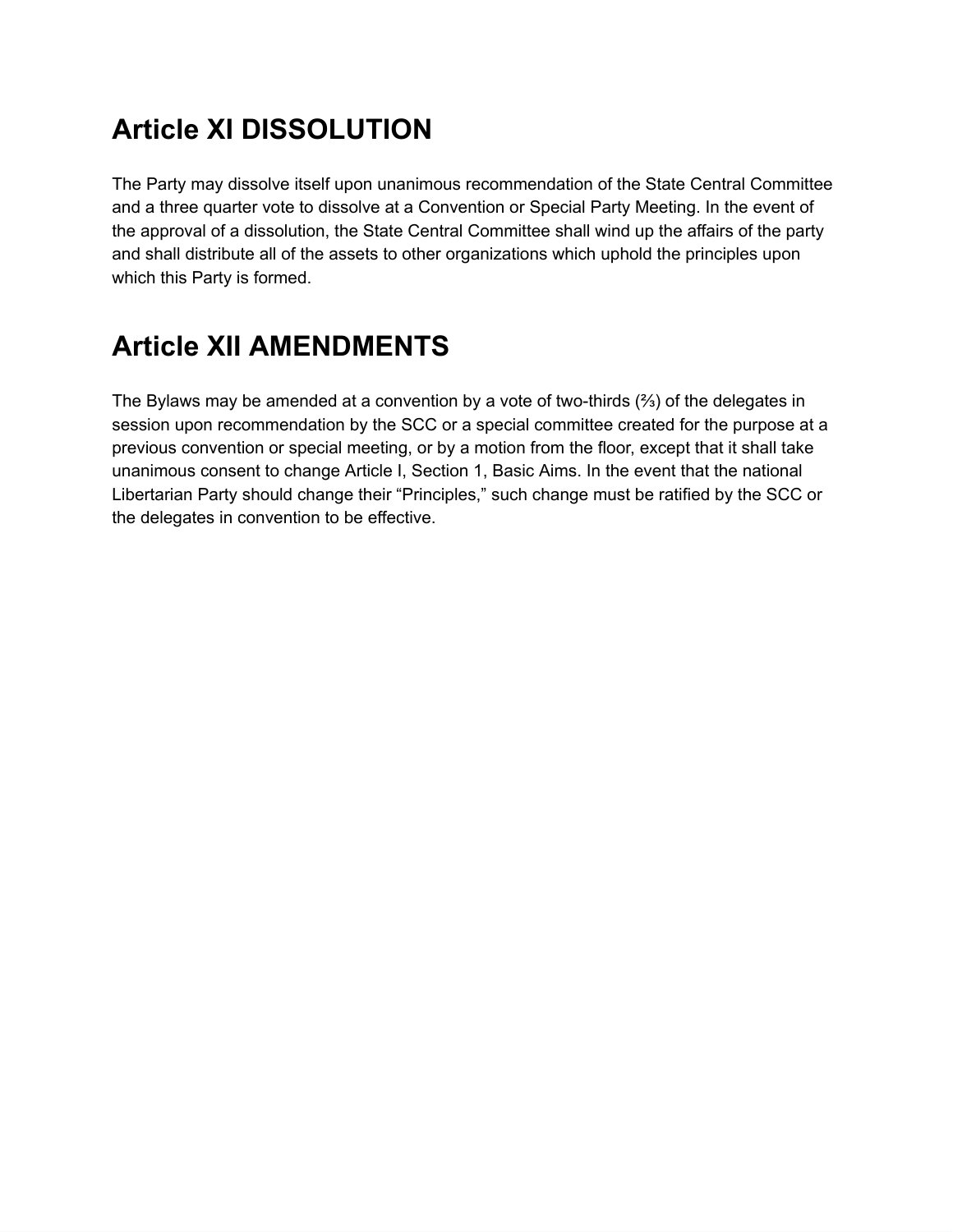# Article XI DISSOLUTION

The Party may dissolve itself upon unanimous recommendation of the State Central Committee and a three quarter vote to dissolve at a Convention or Special Party Meeting. In the event of the approval of a dissolution, the State Central Committee shall wind up the affairs of the party and shall distribute all of the assets to other organizations which uphold the principles upon which this Party is formed.

# Article XII AMENDMENTS

The Bylaws may be amended at a convention by a vote of two-thirds (⅔) of the delegates in session upon recommendation by the SCC or a special committee created for the purpose at a previous convention or special meeting, or by a motion from the floor, except that it shall take unanimous consent to change Article I, Section 1, Basic Aims. In the event that the national Libertarian Party should change their “Principles,” such change must be ratified by the SCC or the delegates in convention to be effective.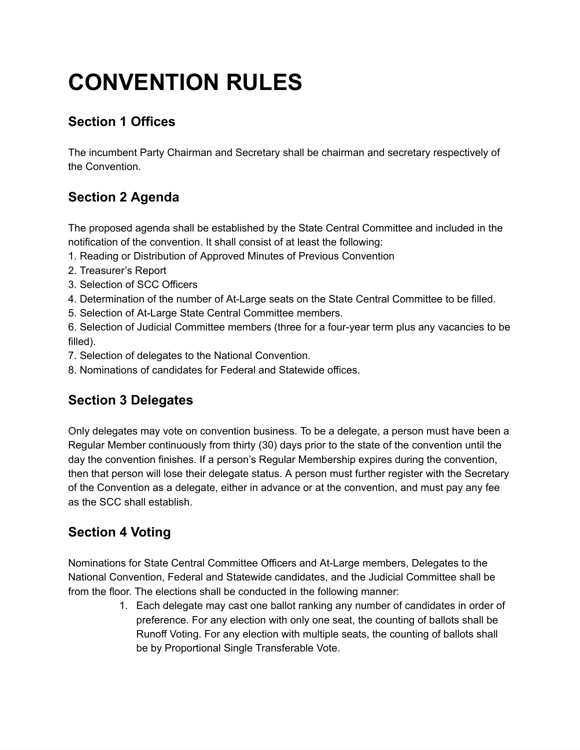# CONVENTION RULES

## Section 1 Offices

The incumbent Party Chairman and Secretary shall be chairman and secretary respectively of the Convention.

## Section 2 Agenda

The proposed agenda shall be established by the State Central Committee and included in the notification of the convention. It shall consist of at least the following:

1. Reading or Distribution of Approved Minutes of Previous Convention
2. Treasurer's Report
3. Selection of SCC Officers
4. Determination of the number of At-Large seats on the State Central Committee to be filled.
5. Selection of At-Large State Central Committee members.
6. Selection of Judicial Committee members (three for a four-year term plus any vacancies to be filled).
7. Selection of delegates to the National Convention.
8. Nominations of candidates for Federal and Statewide offices.

## Section 3 Delegates

Only delegates may vote on convention business. To be a delegate, a person must have been a Regular Member continuously from thirty (30) days prior to the state of the convention until the day the convention finishes. If a person's Regular Membership expires during the convention, then that person will lose their delegate status. A person must further register with the Secretary of the Convention as a delegate, either in advance or at the convention, and must pay any fee as the SCC shall establish.

## Section 4 Voting

Nominations for State Central Committee Officers and At-Large members, Delegates to the National Convention, Federal and Statewide candidates, and the Judicial Committee shall be from the floor. The elections shall be conducted in the following manner:

1. Each delegate may cast one ballot ranking any number of candidates in order of preference. For any election with only one seat, the counting of ballots shall be Runoff Voting. For any election with multiple seats, the counting of ballots shall be by Proportional Single Transferable Vote.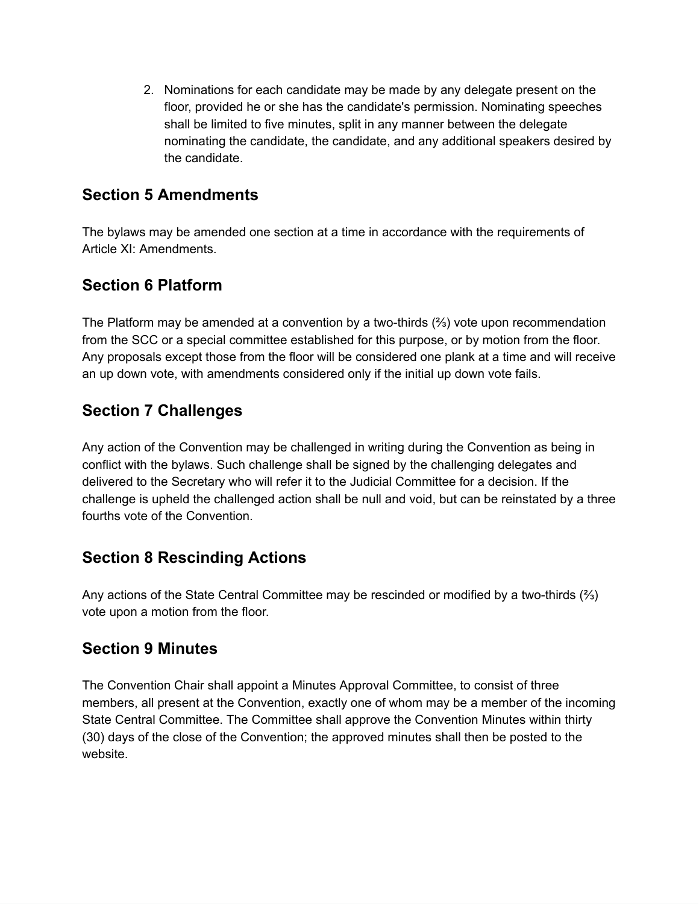2. Nominations for each candidate may be made by any delegate present on the floor, provided he or she has the candidate's permission. Nominating speeches shall be limited to five minutes, split in any manner between the delegate nominating the candidate, the candidate, and any additional speakers desired by the candidate.

## Section 5 Amendments

The bylaws may be amended one section at a time in accordance with the requirements of Article XI: Amendments.

## Section 6 Platform

The Platform may be amended at a convention by a two-thirds (⅔) vote upon recommendation from the SCC or a special committee established for this purpose, or by motion from the floor. Any proposals except those from the floor will be considered one plank at a time and will receive an up down vote, with amendments considered only if the initial up down vote fails.

## Section 7 Challenges

Any action of the Convention may be challenged in writing during the Convention as being in conflict with the bylaws. Such challenge shall be signed by the challenging delegates and delivered to the Secretary who will refer it to the Judicial Committee for a decision. If the challenge is upheld the challenged action shall be null and void, but can be reinstated by a three fourths vote of the Convention.

## Section 8 Rescinding Actions

Any actions of the State Central Committee may be rescinded or modified by a two-thirds (⅔) vote upon a motion from the floor.

## Section 9 Minutes

The Convention Chair shall appoint a Minutes Approval Committee, to consist of three members, all present at the Convention, exactly one of whom may be a member of the incoming State Central Committee. The Committee shall approve the Convention Minutes within thirty (30) days of the close of the Convention; the approved minutes shall then be posted to the website.